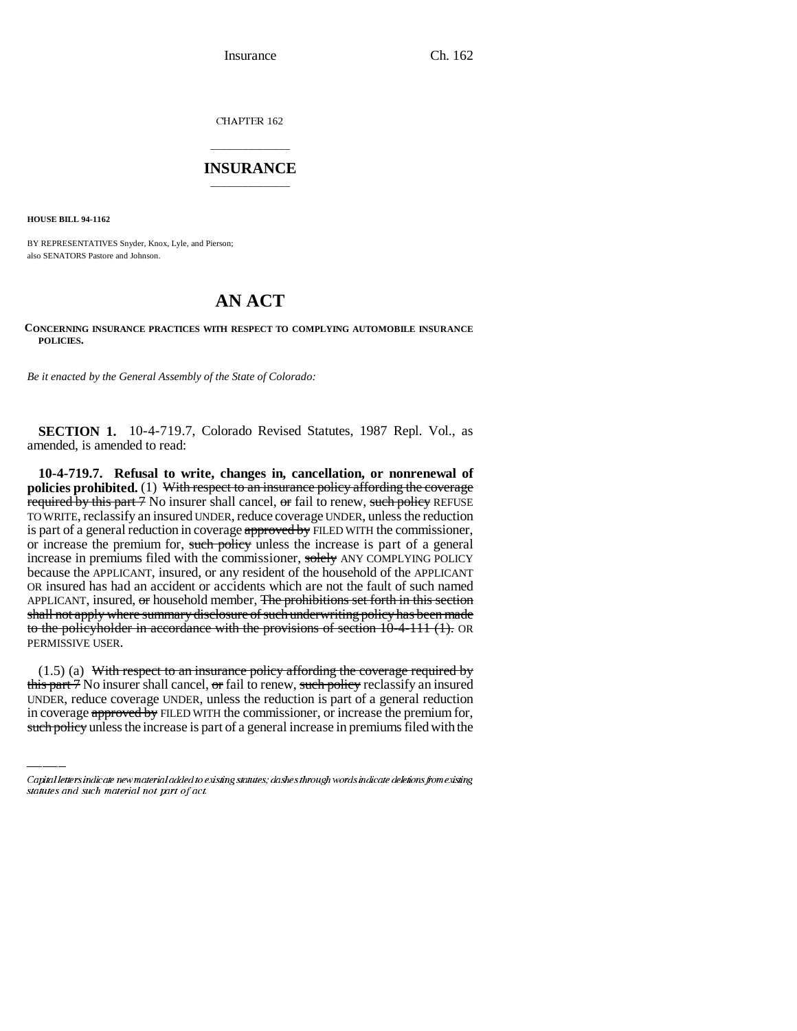CHAPTER 162

# INSURANCE

**HOUSE BILL 94-1162**

BY REPRESENTATIVES Snyder, Knox, Lyle, and Pierson;
also SENATORS Pastore and Johnson.

# AN ACT

**CONCERNING INSURANCE PRACTICES WITH RESPECT TO COMPLYING AUTOMOBILE INSURANCE POLICIES.**

*Be it enacted by the General Assembly of the State of Colorado:*

**SECTION 1.** 10-4-719.7, Colorado Revised Statutes, 1987 Repl. Vol., as amended, is amended to read:

**10-4-719.7. Refusal to write, changes in, cancellation, or nonrenewal of policies prohibited.** (1) ~~With respect to an insurance policy affording the coverage required by this part 7~~ No insurer shall cancel, ~~or~~ fail to renew, ~~such policy~~ REFUSE TO WRITE, reclassify an insured UNDER, reduce coverage UNDER, unless the reduction is part of a general reduction in coverage ~~approved by~~ FILED WITH the commissioner, or increase the premium for, ~~such policy~~ unless the increase is part of a general increase in premiums filed with the commissioner, ~~solely~~ ANY COMPLYING POLICY because the APPLICANT, insured, or any resident of the household of the APPLICANT OR insured has had an accident or accidents which are not the fault of such named APPLICANT, insured, ~~or~~ household member, ~~The prohibitions set forth in this section shall not apply where summary disclosure of such underwriting policy has been made to the policyholder in accordance with the provisions of section 10-4-111 (1).~~ OR PERMISSIVE USER.

(1.5) (a) ~~With respect to an insurance policy affording the coverage required by this part 7~~ No insurer shall cancel, ~~or~~ fail to renew, ~~such policy~~ reclassify an insured UNDER, reduce coverage UNDER, unless the reduction is part of a general reduction in coverage ~~approved by~~ FILED WITH the commissioner, or increase the premium for, ~~such policy~~ unless the increase is part of a general increase in premiums filed with the

*Capital letters indicate new material added to existing statutes; dashes through words indicate deletions from existing statutes and such material not part of act.*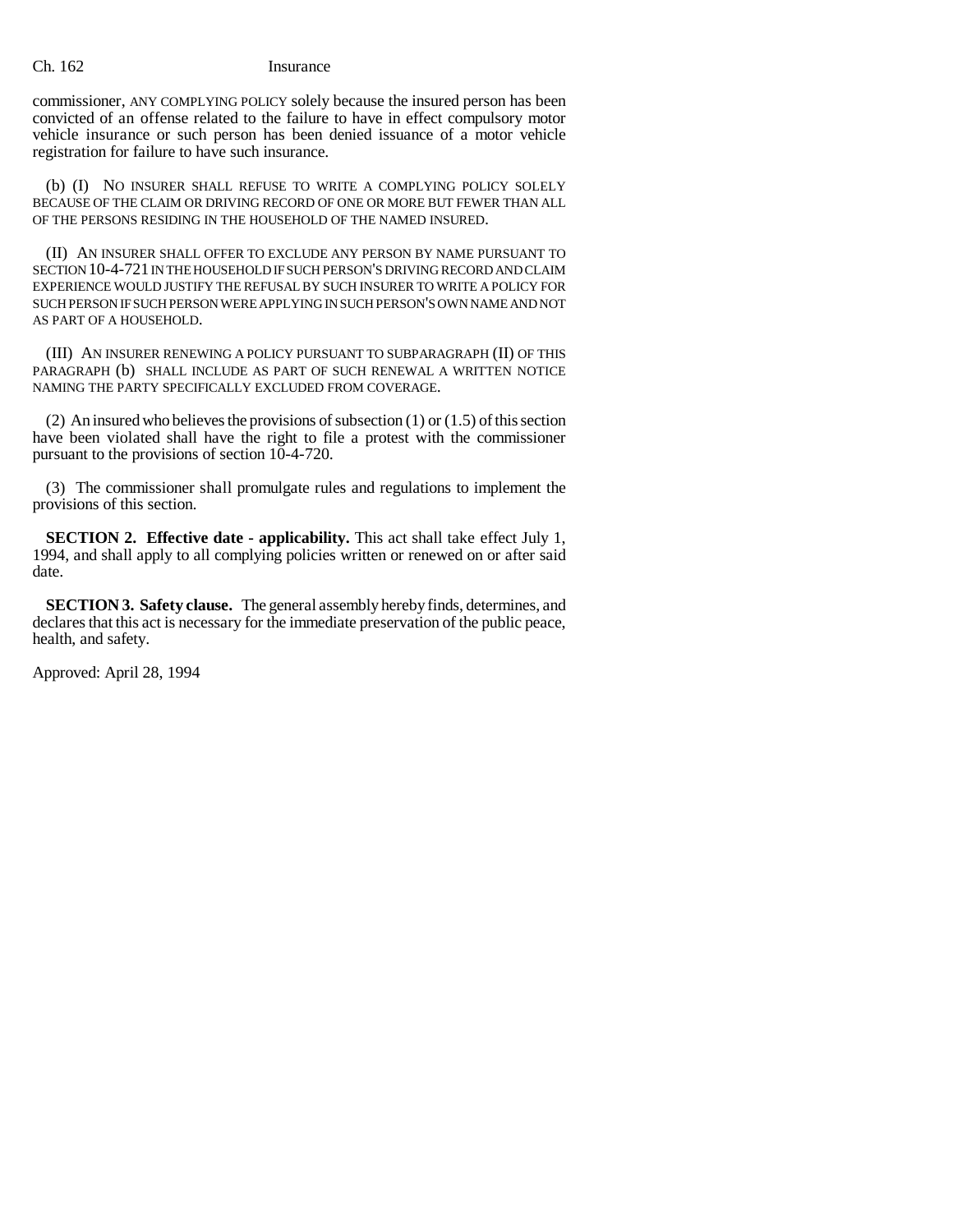commissioner, ANY COMPLYING POLICY solely because the insured person has been convicted of an offense related to the failure to have in effect compulsory motor vehicle insurance or such person has been denied issuance of a motor vehicle registration for failure to have such insurance.

(b) (I) NO INSURER SHALL REFUSE TO WRITE A COMPLYING POLICY SOLELY BECAUSE OF THE CLAIM OR DRIVING RECORD OF ONE OR MORE BUT FEWER THAN ALL OF THE PERSONS RESIDING IN THE HOUSEHOLD OF THE NAMED INSURED.

(II) AN INSURER SHALL OFFER TO EXCLUDE ANY PERSON BY NAME PURSUANT TO SECTION 10-4-721 IN THE HOUSEHOLD IF SUCH PERSON'S DRIVING RECORD AND CLAIM EXPERIENCE WOULD JUSTIFY THE REFUSAL BY SUCH INSURER TO WRITE A POLICY FOR SUCH PERSON IF SUCH PERSON WERE APPLYING IN SUCH PERSON'S OWN NAME AND NOT AS PART OF A HOUSEHOLD.

(III) AN INSURER RENEWING A POLICY PURSUANT TO SUBPARAGRAPH (II) OF THIS PARAGRAPH (b) SHALL INCLUDE AS PART OF SUCH RENEWAL A WRITTEN NOTICE NAMING THE PARTY SPECIFICALLY EXCLUDED FROM COVERAGE.

(2) An insured who believes the provisions of subsection (1) or (1.5) of this section have been violated shall have the right to file a protest with the commissioner pursuant to the provisions of section 10-4-720.

(3) The commissioner shall promulgate rules and regulations to implement the provisions of this section.

**SECTION 2. Effective date - applicability.** This act shall take effect July 1, 1994, and shall apply to all complying policies written or renewed on or after said date.

**SECTION 3. Safety clause.** The general assembly hereby finds, determines, and declares that this act is necessary for the immediate preservation of the public peace, health, and safety.

Approved: April 28, 1994